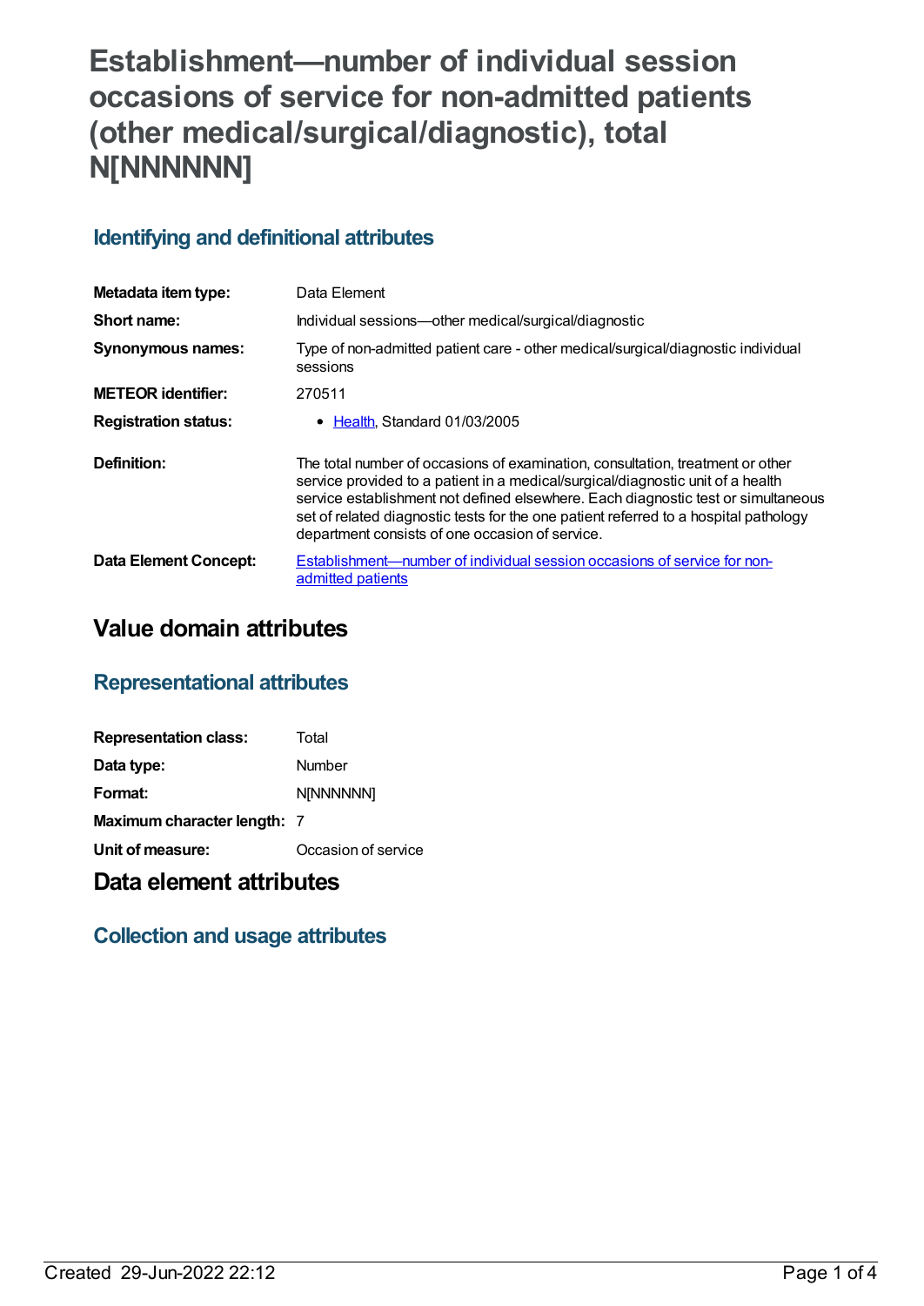# Establishment—number of individual session occasions of service for non-admitted patients (other medical/surgical/diagnostic), total N[NNNNNN]

## Identifying and definitional attributes

| | |
|---|---|
| **Metadata item type:** | Data Element |
| **Short name:** | Individual sessions—other medical/surgical/diagnostic |
| **Synonymous names:** | Type of non-admitted patient care - other medical/surgical/diagnostic individual sessions |
| **METEOR identifier:** | 270511 |
| **Registration status:** | • Health, Standard 01/03/2005 |
| **Definition:** | The total number of occasions of examination, consultation, treatment or other service provided to a patient in a medical/surgical/diagnostic unit of a health service establishment not defined elsewhere. Each diagnostic test or simultaneous set of related diagnostic tests for the one patient referred to a hospital pathology department consists of one occasion of service. |
| **Data Element Concept:** | Establishment—number of individual session occasions of service for non-admitted patients |

# Value domain attributes

## Representational attributes

| | |
|---|---|
| **Representation class:** | Total |
| **Data type:** | Number |
| **Format:** | N[NNNNNN] |
| **Maximum character length:** | 7 |
| **Unit of measure:** | Occasion of service |

# Data element attributes

## Collection and usage attributes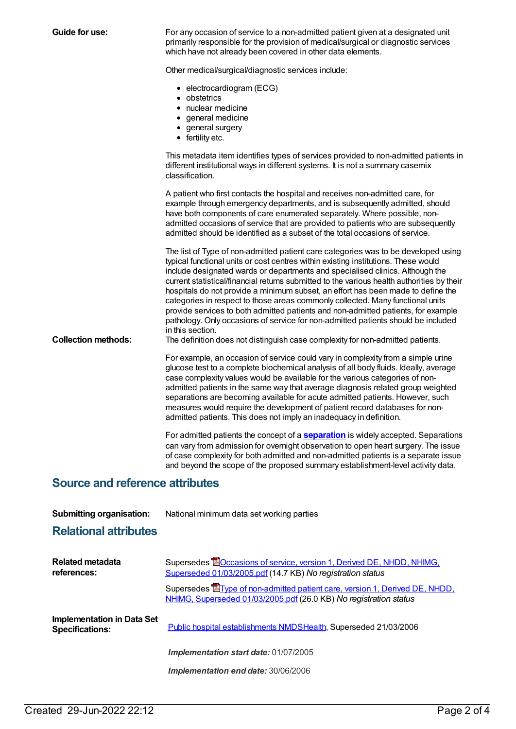**Guide for use:**

For any occasion of service to a non-admitted patient given at a designated unit primarily responsible for the provision of medical/surgical or diagnostic services which have not already been covered in other data elements.

Other medical/surgical/diagnostic services include:

- electrocardiogram (ECG)
- obstetrics
- nuclear medicine
- general medicine
- general surgery
- fertility etc.

This metadata item identifies types of services provided to non-admitted patients in different institutional ways in different systems. It is not a summary casemix classification.

A patient who first contacts the hospital and receives non-admitted care, for example through emergency departments, and is subsequently admitted, should have both components of care enumerated separately. Where possible, non-admitted occasions of service that are provided to patients who are subsequently admitted should be identified as a subset of the total occasions of service.

The list of Type of non-admitted patient care categories was to be developed using typical functional units or cost centres within existing institutions. These would include designated wards or departments and specialised clinics. Although the current statistical/financial returns submitted to the various health authorities by their hospitals do not provide a minimum subset, an effort has been made to define the categories in respect to those areas commonly collected. Many functional units provide services to both admitted patients and non-admitted patients, for example pathology. Only occasions of service for non-admitted patients should be included in this section.

**Collection methods:**

The definition does not distinguish case complexity for non-admitted patients.

For example, an occasion of service could vary in complexity from a simple urine glucose test to a complete biochemical analysis of all body fluids. Ideally, average case complexity values would be available for the various categories of non-admitted patients in the same way that average diagnosis related group weighted separations are becoming available for acute admitted patients. However, such measures would require the development of patient record databases for non-admitted patients. This does not imply an inadequacy in definition.

For admitted patients the concept of a **separation** is widely accepted. Separations can vary from admission for overnight observation to open heart surgery. The issue of case complexity for both admitted and non-admitted patients is a separate issue and beyond the scope of the proposed summary establishment-level activity data.

## Source and reference attributes

**Submitting organisation:** National minimum data set working parties

## Relational attributes

**Related metadata references:**

Supersedes Occasions of service, version 1, Derived DE, NHDD, NHIMG, Superseded 01/03/2005.pdf (14.7 KB) *No registration status*

Supersedes Type of non-admitted patient care, version 1, Derived DE, NHDD, NHIMG, Superseded 01/03/2005.pdf (26.0 KB) *No registration status*

**Implementation in Data Set Specifications:**

Public hospital establishments NMDSHealth, Superseded 21/03/2006

***Implementation start date:*** 01/07/2005

***Implementation end date:*** 30/06/2006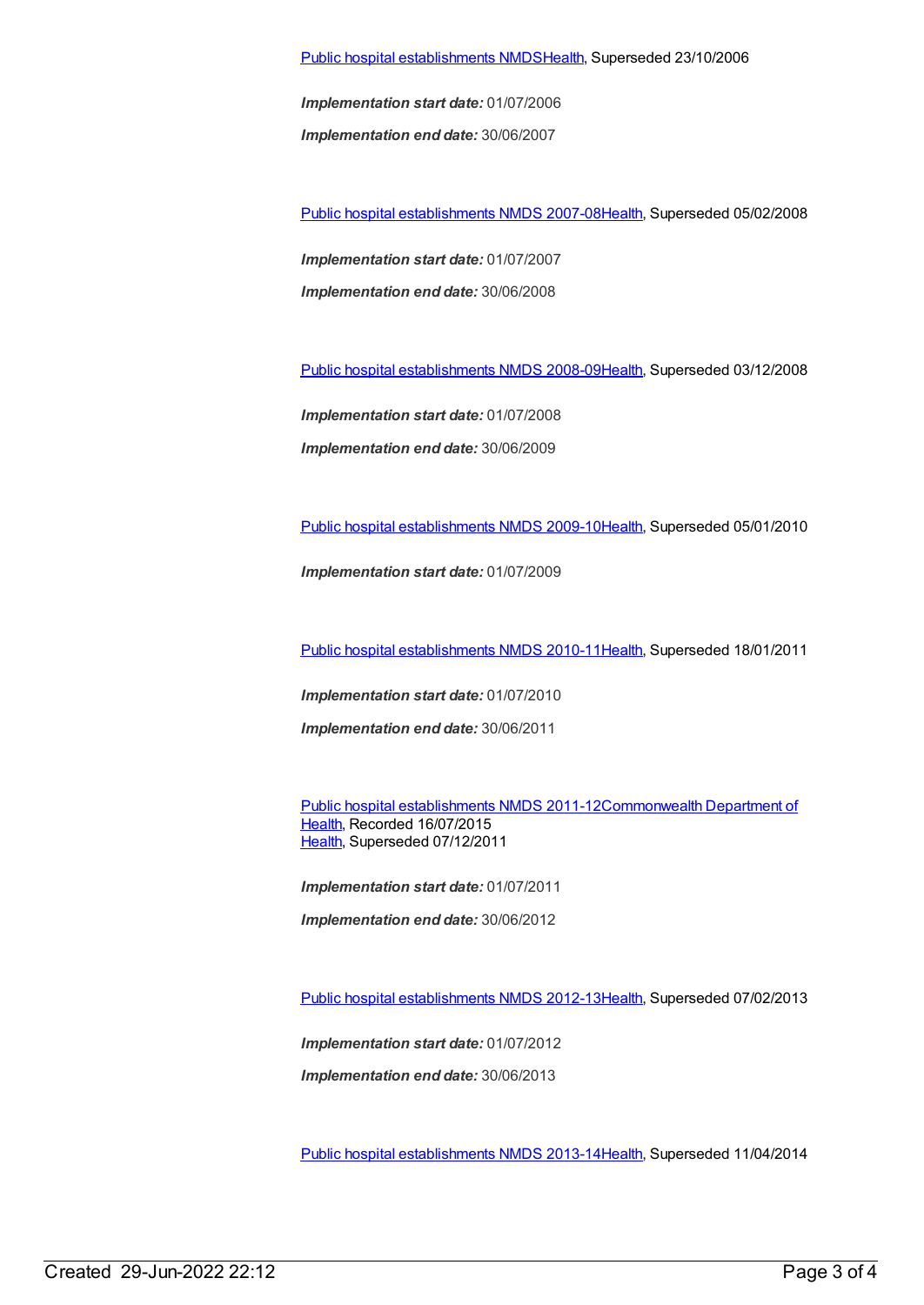Public hospital establishments NMDSHealth, Superseded 23/10/2006

***Implementation start date:*** 01/07/2006

***Implementation end date:*** 30/06/2007

Public hospital establishments NMDS 2007-08Health, Superseded 05/02/2008

***Implementation start date:*** 01/07/2007

***Implementation end date:*** 30/06/2008

Public hospital establishments NMDS 2008-09Health, Superseded 03/12/2008

***Implementation start date:*** 01/07/2008

***Implementation end date:*** 30/06/2009

Public hospital establishments NMDS 2009-10Health, Superseded 05/01/2010

***Implementation start date:*** 01/07/2009

Public hospital establishments NMDS 2010-11Health, Superseded 18/01/2011

***Implementation start date:*** 01/07/2010

***Implementation end date:*** 30/06/2011

Public hospital establishments NMDS 2011-12Commonwealth Department of Health, Recorded 16/07/2015
Health, Superseded 07/12/2011

***Implementation start date:*** 01/07/2011

***Implementation end date:*** 30/06/2012

Public hospital establishments NMDS 2012-13Health, Superseded 07/02/2013

***Implementation start date:*** 01/07/2012

***Implementation end date:*** 30/06/2013

Public hospital establishments NMDS 2013-14Health, Superseded 11/04/2014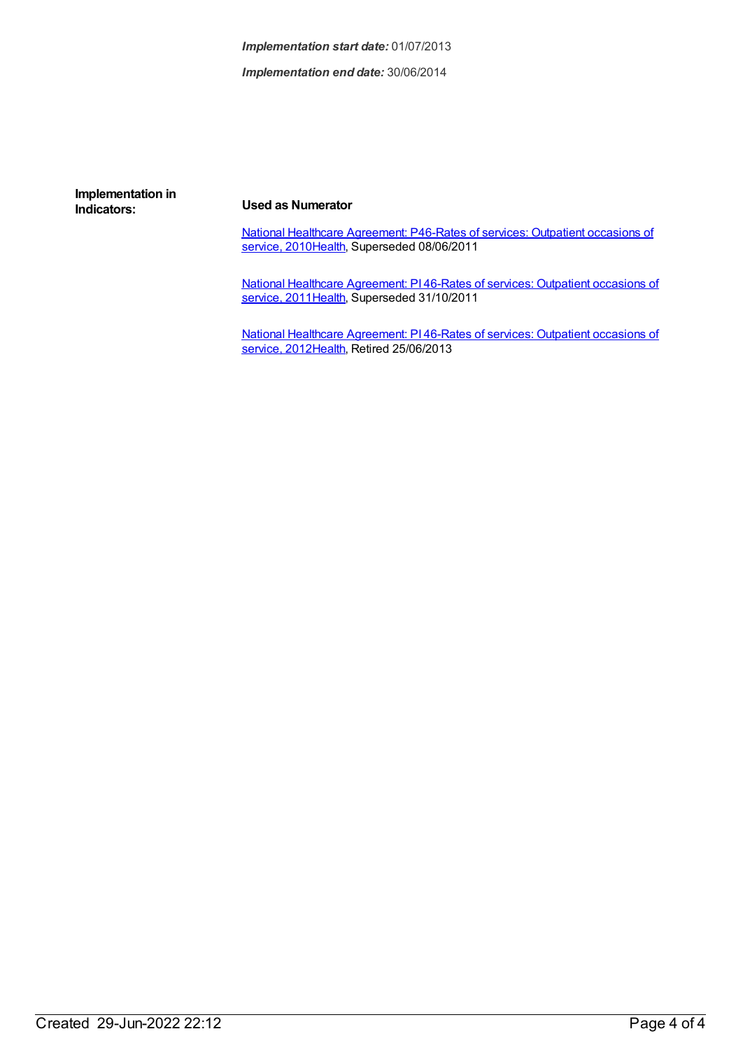***Implementation start date:*** 01/07/2013

***Implementation end date:*** 30/06/2014

**Implementation in Indicators:**

**Used as Numerator**

National Healthcare Agreement: P46-Rates of services: Outpatient occasions of service, 2010Health, Superseded 08/06/2011

National Healthcare Agreement: PI 46-Rates of services: Outpatient occasions of service, 2011Health, Superseded 31/10/2011

National Healthcare Agreement: PI 46-Rates of services: Outpatient occasions of service, 2012Health, Retired 25/06/2013